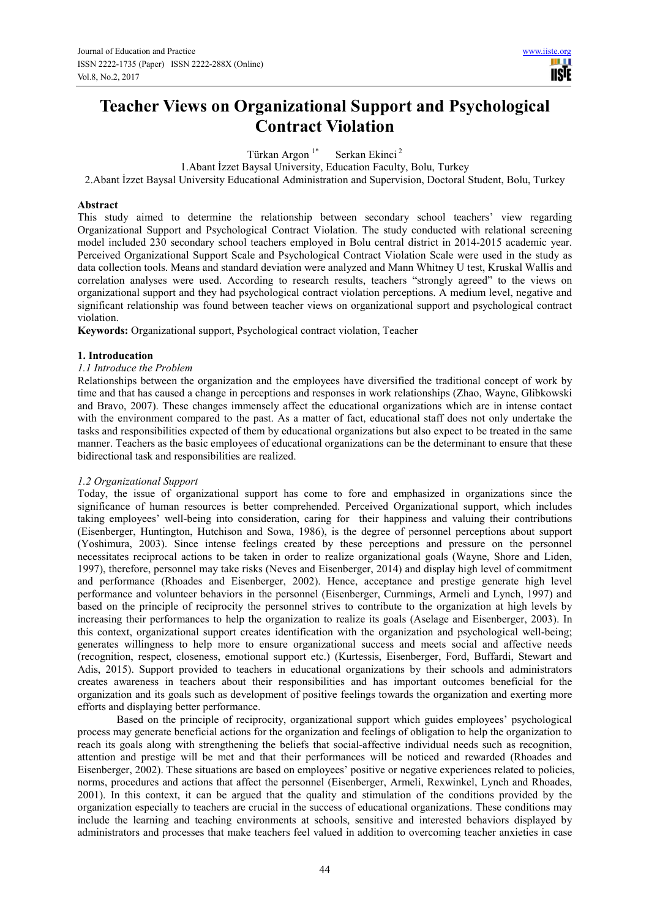# Teacher Views on Organizational Support and Psychological Contract Violation

Türkan Argon [1*] Serkan Ekinci [2]

1.Abant İzzet Baysal University, Education Faculty, Bolu, Turkey

2.Abant İzzet Baysal University Educational Administration and Supervision, Doctoral Student, Bolu, Turkey

## Abstract

This study aimed to determine the relationship between secondary school teachers' view regarding Organizational Support and Psychological Contract Violation. The study conducted with relational screening model included 230 secondary school teachers employed in Bolu central district in 2014-2015 academic year. Perceived Organizational Support Scale and Psychological Contract Violation Scale were used in the study as data collection tools. Means and standard deviation were analyzed and Mann Whitney U test, Kruskal Wallis and correlation analyses were used. According to research results, teachers "strongly agreed" to the views on organizational support and they had psychological contract violation perceptions. A medium level, negative and significant relationship was found between teacher views on organizational support and psychological contract violation.

**Keywords:** Organizational support, Psychological contract violation, Teacher

## 1. Introduction

### *1.1 Introduce the Problem*

Relationships between the organization and the employees have diversified the traditional concept of work by time and that has caused a change in perceptions and responses in work relationships (Zhao, Wayne, Glibkowski and Bravo, 2007). These changes immensely affect the educational organizations which are in intense contact with the environment compared to the past. As a matter of fact, educational staff does not only undertake the tasks and responsibilities expected of them by educational organizations but also expect to be treated in the same manner. Teachers as the basic employees of educational organizations can be the determinant to ensure that these bidirectional task and responsibilities are realized.

### *1.2 Organizational Support*

Today, the issue of organizational support has come to fore and emphasized in organizations since the significance of human resources is better comprehended. Perceived Organizational support, which includes taking employees' well-being into consideration, caring for their happiness and valuing their contributions (Eisenberger, Huntington, Hutchison and Sowa, 1986), is the degree of personnel perceptions about support (Yoshimura, 2003). Since intense feelings created by these perceptions and pressure on the personnel necessitates reciprocal actions to be taken in order to realize organizational goals (Wayne, Shore and Liden, 1997), therefore, personnel may take risks (Neves and Eisenberger, 2014) and display high level of commitment and performance (Rhoades and Eisenberger, 2002). Hence, acceptance and prestige generate high level performance and volunteer behaviors in the personnel (Eisenberger, Curnmings, Armeli and Lynch, 1997) and based on the principle of reciprocity the personnel strives to contribute to the organization at high levels by increasing their performances to help the organization to realize its goals (Aselage and Eisenberger, 2003). In this context, organizational support creates identification with the organization and psychological well-being; generates willingness to help more to ensure organizational success and meets social and affective needs (recognition, respect, closeness, emotional support etc.) (Kurtessis, Eisenberger, Ford, Buffardi, Stewart and Adis, 2015). Support provided to teachers in educational organizations by their schools and administrators creates awareness in teachers about their responsibilities and has important outcomes beneficial for the organization and its goals such as development of positive feelings towards the organization and exerting more efforts and displaying better performance.

Based on the principle of reciprocity, organizational support which guides employees' psychological process may generate beneficial actions for the organization and feelings of obligation to help the organization to reach its goals along with strengthening the beliefs that social-affective individual needs such as recognition, attention and prestige will be met and that their performances will be noticed and rewarded (Rhoades and Eisenberger, 2002). These situations are based on employees' positive or negative experiences related to policies, norms, procedures and actions that affect the personnel (Eisenberger, Armeli, Rexwinkel, Lynch and Rhoades, 2001). In this context, it can be argued that the quality and stimulation of the conditions provided by the organization especially to teachers are crucial in the success of educational organizations. These conditions may include the learning and teaching environments at schools, sensitive and interested behaviors displayed by administrators and processes that make teachers feel valued in addition to overcoming teacher anxieties in case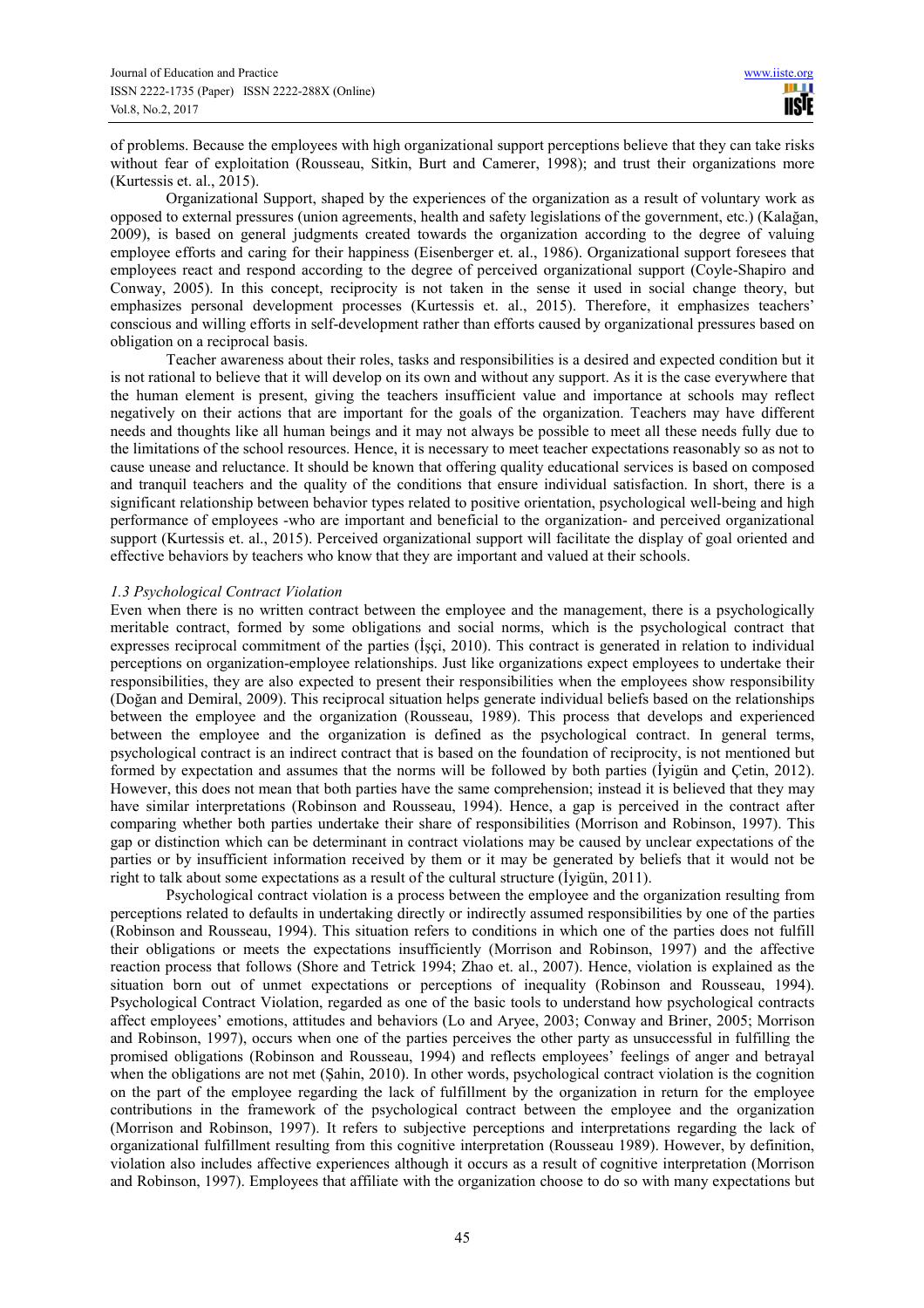of problems. Because the employees with high organizational support perceptions believe that they can take risks without fear of exploitation (Rousseau, Sitkin, Burt and Camerer, 1998); and trust their organizations more (Kurtessis et. al., 2015).

Organizational Support, shaped by the experiences of the organization as a result of voluntary work as opposed to external pressures (union agreements, health and safety legislations of the government, etc.) (Kalağan, 2009), is based on general judgments created towards the organization according to the degree of valuing employee efforts and caring for their happiness (Eisenberger et. al., 1986). Organizational support foresees that employees react and respond according to the degree of perceived organizational support (Coyle-Shapiro and Conway, 2005). In this concept, reciprocity is not taken in the sense it used in social change theory, but emphasizes personal development processes (Kurtessis et. al., 2015). Therefore, it emphasizes teachers' conscious and willing efforts in self-development rather than efforts caused by organizational pressures based on obligation on a reciprocal basis.

Teacher awareness about their roles, tasks and responsibilities is a desired and expected condition but it is not rational to believe that it will develop on its own and without any support. As it is the case everywhere that the human element is present, giving the teachers insufficient value and importance at schools may reflect negatively on their actions that are important for the goals of the organization. Teachers may have different needs and thoughts like all human beings and it may not always be possible to meet all these needs fully due to the limitations of the school resources. Hence, it is necessary to meet teacher expectations reasonably so as not to cause unease and reluctance. It should be known that offering quality educational services is based on composed and tranquil teachers and the quality of the conditions that ensure individual satisfaction. In short, there is a significant relationship between behavior types related to positive orientation, psychological well-being and high performance of employees -who are important and beneficial to the organization- and perceived organizational support (Kurtessis et. al., 2015). Perceived organizational support will facilitate the display of goal oriented and effective behaviors by teachers who know that they are important and valued at their schools.

### *1.3 Psychological Contract Violation*

Even when there is no written contract between the employee and the management, there is a psychologically meritable contract, formed by some obligations and social norms, which is the psychological contract that expresses reciprocal commitment of the parties (İşçi, 2010). This contract is generated in relation to individual perceptions on organization-employee relationships. Just like organizations expect employees to undertake their responsibilities, they are also expected to present their responsibilities when the employees show responsibility (Doğan and Demiral, 2009). This reciprocal situation helps generate individual beliefs based on the relationships between the employee and the organization (Rousseau, 1989). This process that develops and experienced between the employee and the organization is defined as the psychological contract. In general terms, psychological contract is an indirect contract that is based on the foundation of reciprocity, is not mentioned but formed by expectation and assumes that the norms will be followed by both parties (İyigün and Çetin, 2012). However, this does not mean that both parties have the same comprehension; instead it is believed that they may have similar interpretations (Robinson and Rousseau, 1994). Hence, a gap is perceived in the contract after comparing whether both parties undertake their share of responsibilities (Morrison and Robinson, 1997). This gap or distinction which can be determinant in contract violations may be caused by unclear expectations of the parties or by insufficient information received by them or it may be generated by beliefs that it would not be right to talk about some expectations as a result of the cultural structure (İyigün, 2011).

Psychological contract violation is a process between the employee and the organization resulting from perceptions related to defaults in undertaking directly or indirectly assumed responsibilities by one of the parties (Robinson and Rousseau, 1994). This situation refers to conditions in which one of the parties does not fulfill their obligations or meets the expectations insufficiently (Morrison and Robinson, 1997) and the affective reaction process that follows (Shore and Tetrick 1994; Zhao et. al., 2007). Hence, violation is explained as the situation born out of unmet expectations or perceptions of inequality (Robinson and Rousseau, 1994). Psychological Contract Violation, regarded as one of the basic tools to understand how psychological contracts affect employees' emotions, attitudes and behaviors (Lo and Aryee, 2003; Conway and Briner, 2005; Morrison and Robinson, 1997), occurs when one of the parties perceives the other party as unsuccessful in fulfilling the promised obligations (Robinson and Rousseau, 1994) and reflects employees' feelings of anger and betrayal when the obligations are not met (Şahin, 2010). In other words, psychological contract violation is the cognition on the part of the employee regarding the lack of fulfillment by the organization in return for the employee contributions in the framework of the psychological contract between the employee and the organization (Morrison and Robinson, 1997). It refers to subjective perceptions and interpretations regarding the lack of organizational fulfillment resulting from this cognitive interpretation (Rousseau 1989). However, by definition, violation also includes affective experiences although it occurs as a result of cognitive interpretation (Morrison and Robinson, 1997). Employees that affiliate with the organization choose to do so with many expectations but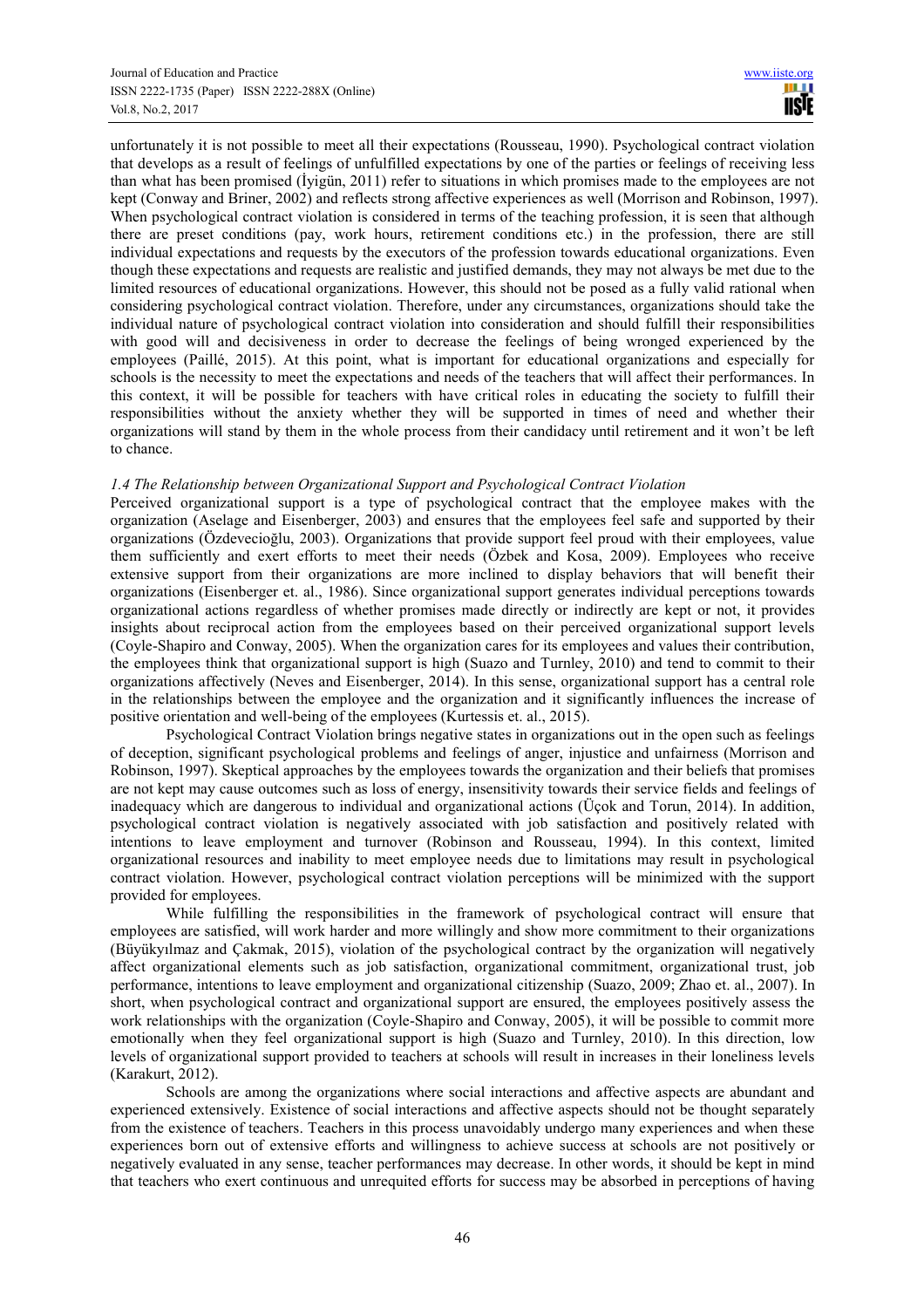unfortunately it is not possible to meet all their expectations (Rousseau, 1990). Psychological contract violation that develops as a result of feelings of unfulfilled expectations by one of the parties or feelings of receiving less than what has been promised (İyigün, 2011) refer to situations in which promises made to the employees are not kept (Conway and Briner, 2002) and reflects strong affective experiences as well (Morrison and Robinson, 1997). When psychological contract violation is considered in terms of the teaching profession, it is seen that although there are preset conditions (pay, work hours, retirement conditions etc.) in the profession, there are still individual expectations and requests by the executors of the profession towards educational organizations. Even though these expectations and requests are realistic and justified demands, they may not always be met due to the limited resources of educational organizations. However, this should not be posed as a fully valid rational when considering psychological contract violation. Therefore, under any circumstances, organizations should take the individual nature of psychological contract violation into consideration and should fulfill their responsibilities with good will and decisiveness in order to decrease the feelings of being wronged experienced by the employees (Paillé, 2015). At this point, what is important for educational organizations and especially for schools is the necessity to meet the expectations and needs of the teachers that will affect their performances. In this context, it will be possible for teachers with have critical roles in educating the society to fulfill their responsibilities without the anxiety whether they will be supported in times of need and whether their organizations will stand by them in the whole process from their candidacy until retirement and it won't be left to chance.

### *1.4 The Relationship between Organizational Support and Psychological Contract Violation*

Perceived organizational support is a type of psychological contract that the employee makes with the organization (Aselage and Eisenberger, 2003) and ensures that the employees feel safe and supported by their organizations (Özdevecioğlu, 2003). Organizations that provide support feel proud with their employees, value them sufficiently and exert efforts to meet their needs (Özbek and Kosa, 2009). Employees who receive extensive support from their organizations are more inclined to display behaviors that will benefit their organizations (Eisenberger et. al., 1986). Since organizational support generates individual perceptions towards organizational actions regardless of whether promises made directly or indirectly are kept or not, it provides insights about reciprocal action from the employees based on their perceived organizational support levels (Coyle-Shapiro and Conway, 2005). When the organization cares for its employees and values their contribution, the employees think that organizational support is high (Suazo and Turnley, 2010) and tend to commit to their organizations affectively (Neves and Eisenberger, 2014). In this sense, organizational support has a central role in the relationships between the employee and the organization and it significantly influences the increase of positive orientation and well-being of the employees (Kurtessis et. al., 2015).

Psychological Contract Violation brings negative states in organizations out in the open such as feelings of deception, significant psychological problems and feelings of anger, injustice and unfairness (Morrison and Robinson, 1997). Skeptical approaches by the employees towards the organization and their beliefs that promises are not kept may cause outcomes such as loss of energy, insensitivity towards their service fields and feelings of inadequacy which are dangerous to individual and organizational actions (Üçok and Torun, 2014). In addition, psychological contract violation is negatively associated with job satisfaction and positively related with intentions to leave employment and turnover (Robinson and Rousseau, 1994). In this context, limited organizational resources and inability to meet employee needs due to limitations may result in psychological contract violation. However, psychological contract violation perceptions will be minimized with the support provided for employees.

While fulfilling the responsibilities in the framework of psychological contract will ensure that employees are satisfied, will work harder and more willingly and show more commitment to their organizations (Büyükyılmaz and Çakmak, 2015), violation of the psychological contract by the organization will negatively affect organizational elements such as job satisfaction, organizational commitment, organizational trust, job performance, intentions to leave employment and organizational citizenship (Suazo, 2009; Zhao et. al., 2007). In short, when psychological contract and organizational support are ensured, the employees positively assess the work relationships with the organization (Coyle-Shapiro and Conway, 2005), it will be possible to commit more emotionally when they feel organizational support is high (Suazo and Turnley, 2010). In this direction, low levels of organizational support provided to teachers at schools will result in increases in their loneliness levels (Karakurt, 2012).

Schools are among the organizations where social interactions and affective aspects are abundant and experienced extensively. Existence of social interactions and affective aspects should not be thought separately from the existence of teachers. Teachers in this process unavoidably undergo many experiences and when these experiences born out of extensive efforts and willingness to achieve success at schools are not positively or negatively evaluated in any sense, teacher performances may decrease. In other words, it should be kept in mind that teachers who exert continuous and unrequited efforts for success may be absorbed in perceptions of having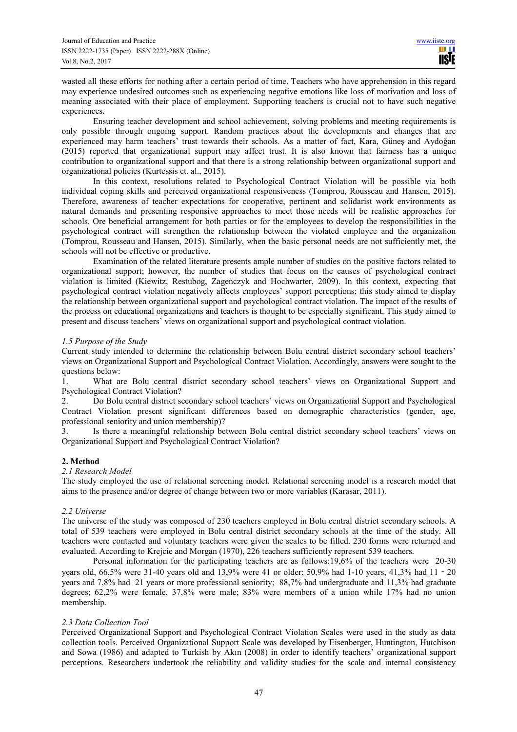wasted all these efforts for nothing after a certain period of time. Teachers who have apprehension in this regard may experience undesired outcomes such as experiencing negative emotions like loss of motivation and loss of meaning associated with their place of employment. Supporting teachers is crucial not to have such negative experiences.

Ensuring teacher development and school achievement, solving problems and meeting requirements is only possible through ongoing support. Random practices about the developments and changes that are experienced may harm teachers' trust towards their schools. As a matter of fact, Kara, Güneş and Aydoğan (2015) reported that organizational support may affect trust. It is also known that fairness has a unique contribution to organizational support and that there is a strong relationship between organizational support and organizational policies (Kurtessis et. al., 2015).

In this context, resolutions related to Psychological Contract Violation will be possible via both individual coping skills and perceived organizational responsiveness (Tomprou, Rousseau and Hansen, 2015). Therefore, awareness of teacher expectations for cooperative, pertinent and solidarist work environments as natural demands and presenting responsive approaches to meet those needs will be realistic approaches for schools. Ore beneficial arrangement for both parties or for the employees to develop the responsibilities in the psychological contract will strengthen the relationship between the violated employee and the organization (Tomprou, Rousseau and Hansen, 2015). Similarly, when the basic personal needs are not sufficiently met, the schools will not be effective or productive.

Examination of the related literature presents ample number of studies on the positive factors related to organizational support; however, the number of studies that focus on the causes of psychological contract violation is limited (Kiewitz, Restubog, Zagenczyk and Hochwarter, 2009). In this context, expecting that psychological contract violation negatively affects employees' support perceptions; this study aimed to display the relationship between organizational support and psychological contract violation. The impact of the results of the process on educational organizations and teachers is thought to be especially significant. This study aimed to present and discuss teachers' views on organizational support and psychological contract violation.

### *1.5 Purpose of the Study*

Current study intended to determine the relationship between Bolu central district secondary school teachers' views on Organizational Support and Psychological Contract Violation. Accordingly, answers were sought to the questions below:

1. What are Bolu central district secondary school teachers' views on Organizational Support and Psychological Contract Violation?
2. Do Bolu central district secondary school teachers' views on Organizational Support and Psychological Contract Violation present significant differences based on demographic characteristics (gender, age, professional seniority and union membership)?
3. Is there a meaningful relationship between Bolu central district secondary school teachers' views on Organizational Support and Psychological Contract Violation?

## 2. Method

### *2.1 Research Model*

The study employed the use of relational screening model. Relational screening model is a research model that aims to the presence and/or degree of change between two or more variables (Karasar, 2011).

### *2.2 Universe*

The universe of the study was composed of 230 teachers employed in Bolu central district secondary schools. A total of 539 teachers were employed in Bolu central district secondary schools at the time of the study. All teachers were contacted and voluntary teachers were given the scales to be filled. 230 forms were returned and evaluated. According to Krejcie and Morgan (1970), 226 teachers sufficiently represent 539 teachers.

Personal information for the participating teachers are as follows:19,6% of the teachers were 20-30 years old, 66,5% were 31-40 years old and 13,9% were 41 or older; 50,9% had 1-10 years, 41,3% had 11 - 20 years and 7,8% had 21 years or more professional seniority; 88,7% had undergraduate and 11,3% had graduate degrees; 62,2% were female, 37,8% were male; 83% were members of a union while 17% had no union membership.

### *2.3 Data Collection Tool*

Perceived Organizational Support and Psychological Contract Violation Scales were used in the study as data collection tools. Perceived Organizational Support Scale was developed by Eisenberger, Huntington, Hutchison and Sowa (1986) and adapted to Turkish by Akın (2008) in order to identify teachers' organizational support perceptions. Researchers undertook the reliability and validity studies for the scale and internal consistency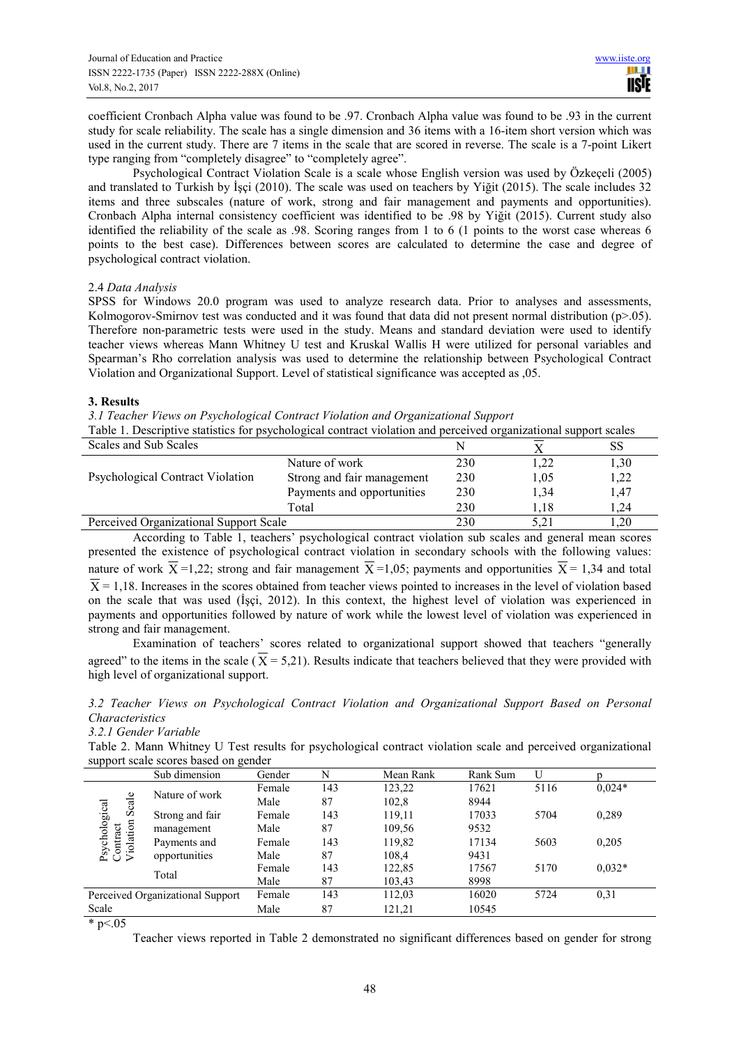coefficient Cronbach Alpha value was found to be .97. Cronbach Alpha value was found to be .93 in the current study for scale reliability. The scale has a single dimension and 36 items with a 16-item short version which was used in the current study. There are 7 items in the scale that are scored in reverse. The scale is a 7-point Likert type ranging from "completely disagree" to "completely agree".

Psychological Contract Violation Scale is a scale whose English version was used by Özkeçeli (2005) and translated to Turkish by İşçi (2010). The scale was used on teachers by Yiğit (2015). The scale includes 32 items and three subscales (nature of work, strong and fair management and payments and opportunities). Cronbach Alpha internal consistency coefficient was identified to be .98 by Yiğit (2015). Current study also identified the reliability of the scale as .98. Scoring ranges from 1 to 6 (1 points to the worst case whereas 6 points to the best case). Differences between scores are calculated to determine the case and degree of psychological contract violation.

2.4 *Data Analysis*

SPSS for Windows 20.0 program was used to analyze research data. Prior to analyses and assessments, Kolmogorov-Smirnov test was conducted and it was found that data did not present normal distribution ($p>.05$). Therefore non-parametric tests were used in the study. Means and standard deviation were used to identify teacher views whereas Mann Whitney U test and Kruskal Wallis H were utilized for personal variables and Spearman's Rho correlation analysis was used to determine the relationship between Psychological Contract Violation and Organizational Support. Level of statistical significance was accepted as ,05.

## 3. Results

*3.1 Teacher Views on Psychological Contract Violation and Organizational Support*

Table 1. Descriptive statistics for psychological contract violation and perceived organizational support scales

| Scales and Sub Scales | | N | $\overline{X}$ | SS |
|---|---|---|---|---|
| Psychological Contract Violation | Nature of work | 230 | 1,22 | 1,30 |
| | Strong and fair management | 230 | 1,05 | 1,22 |
| | Payments and opportunities | 230 | 1,34 | 1,47 |
| | Total | 230 | 1,18 | 1,24 |
| Perceived Organizational Support Scale | | 230 | 5,21 | 1,20 |

According to Table 1, teachers' psychological contract violation sub scales and general mean scores presented the existence of psychological contract violation in secondary schools with the following values: nature of work $\overline{X}$=1,22; strong and fair management $\overline{X}$=1,05; payments and opportunities $\overline{X}$= 1,34 and total $\overline{X}$ = 1,18. Increases in the scores obtained from teacher views pointed to increases in the level of violation based on the scale that was used (İşçi, 2012). In this context, the highest level of violation was experienced in payments and opportunities followed by nature of work while the lowest level of violation was experienced in strong and fair management.

Examination of teachers' scores related to organizational support showed that teachers "generally agreed" to the items in the scale ($\overline{X}$ = 5,21). Results indicate that teachers believed that they were provided with high level of organizational support.

*3.2 Teacher Views on Psychological Contract Violation and Organizational Support Based on Personal Characteristics*

*3.2.1 Gender Variable*

Table 2. Mann Whitney U Test results for psychological contract violation scale and perceived organizational support scale scores based on gender

| | Sub dimension | Gender | N | Mean Rank | Rank Sum | U | p |
|---|---|---|---|---|---|---|---|
| Psychological Contract Violation Scale | Nature of work | Female | 143 | 123,22 | 17621 | 5116 | 0,024* |
| | | Male | 87 | 102,8 | 8944 | | |
| | Strong and fair management | Female | 143 | 119,11 | 17033 | 5704 | 0,289 |
| | | Male | 87 | 109,56 | 9532 | | |
| | Payments and opportunities | Female | 143 | 119,82 | 17134 | 5603 | 0,205 |
| | | Male | 87 | 108,4 | 9431 | | |
| | Total | Female | 143 | 122,85 | 17567 | 5170 | 0,032* |
| | | Male | 87 | 103,43 | 8998 | | |
| Perceived Organizational Support Scale | | Female | 143 | 112,03 | 16020 | 5724 | 0,31 |
| | | Male | 87 | 121,21 | 10545 | | |

\* $p<.05$

Teacher views reported in Table 2 demonstrated no significant differences based on gender for strong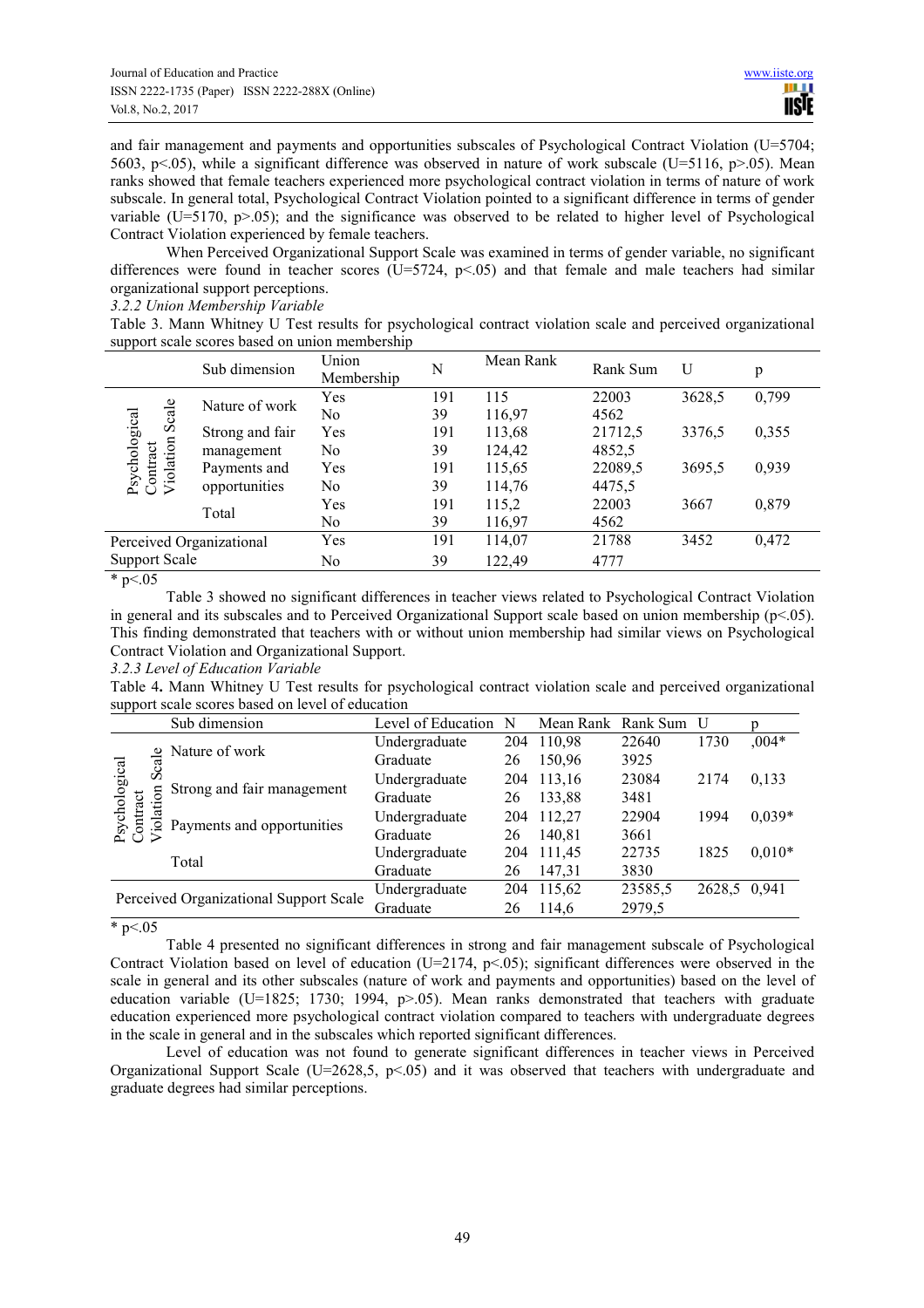and fair management and payments and opportunities subscales of Psychological Contract Violation ($U=5704$; 5603, $p<.05$), while a significant difference was observed in nature of work subscale ($U=5116$, $p>.05$). Mean ranks showed that female teachers experienced more psychological contract violation in terms of nature of work subscale. In general total, Psychological Contract Violation pointed to a significant difference in terms of gender variable ($U=5170$, $p>.05$); and the significance was observed to be related to higher level of Psychological Contract Violation experienced by female teachers.

When Perceived Organizational Support Scale was examined in terms of gender variable, no significant differences were found in teacher scores ($U=5724$, $p<.05$) and that female and male teachers had similar organizational support perceptions.

*3.2.2 Union Membership Variable*

Table 3. Mann Whitney U Test results for psychological contract violation scale and perceived organizational support scale scores based on union membership

| | Sub dimension | Union Membership | N | Mean Rank | Rank Sum | U | p |
|---|---|---|---|---|---|---|---|
| Psychological Contract Violation Scale | Nature of work | Yes | 191 | 115 | 22003 | 3628,5 | 0,799 |
| | | No | 39 | 116,97 | 4562 | | |
| | Strong and fair management | Yes | 191 | 113,68 | 21712,5 | 3376,5 | 0,355 |
| | | No | 39 | 124,42 | 4852,5 | | |
| | Payments and opportunities | Yes | 191 | 115,65 | 22089,5 | 3695,5 | 0,939 |
| | | No | 39 | 114,76 | 4475,5 | | |
| | Total | Yes | 191 | 115,2 | 22003 | 3667 | 0,879 |
| | | No | 39 | 116,97 | 4562 | | |
| Perceived Organizational Support Scale | | Yes | 191 | 114,07 | 21788 | 3452 | 0,472 |
| | | No | 39 | 122,49 | 4777 | | |

* p<.05

Table 3 showed no significant differences in teacher views related to Psychological Contract Violation in general and its subscales and to Perceived Organizational Support scale based on union membership ($p<.05$). This finding demonstrated that teachers with or without union membership had similar views on Psychological Contract Violation and Organizational Support.

*3.2.3 Level of Education Variable*

Table 4. Mann Whitney U Test results for psychological contract violation scale and perceived organizational support scale scores based on level of education

| | Sub dimension | Level of Education | N | Mean Rank | Rank Sum | U | p |
|---|---|---|---|---|---|---|---|
| Psychological Contract Violation Scale | Nature of work | Undergraduate | 204 | 110,98 | 22640 | 1730 | ,004* |
| | | Graduate | 26 | 150,96 | 3925 | | |
| | Strong and fair management | Undergraduate | 204 | 113,16 | 23084 | 2174 | 0,133 |
| | | Graduate | 26 | 133,88 | 3481 | | |
| | Payments and opportunities | Undergraduate | 204 | 112,27 | 22904 | 1994 | 0,039* |
| | | Graduate | 26 | 140,81 | 3661 | | |
| | Total | Undergraduate | 204 | 111,45 | 22735 | 1825 | 0,010* |
| | | Graduate | 26 | 147,31 | 3830 | | |
| Perceived Organizational Support Scale | | Undergraduate | 204 | 115,62 | 23585,5 | 2628,5 | 0,941 |
| | | Graduate | 26 | 114,6 | 2979,5 | | |

* p<.05

Table 4 presented no significant differences in strong and fair management subscale of Psychological Contract Violation based on level of education ($U=2174$, $p<.05$); significant differences were observed in the scale in general and its other subscales (nature of work and payments and opportunities) based on the level of education variable ($U=1825$; 1730; 1994, $p>.05$). Mean ranks demonstrated that teachers with graduate education experienced more psychological contract violation compared to teachers with undergraduate degrees in the scale in general and in the subscales which reported significant differences.

Level of education was not found to generate significant differences in teacher views in Perceived Organizational Support Scale ($U=2628,5$, $p<.05$) and it was observed that teachers with undergraduate and graduate degrees had similar perceptions.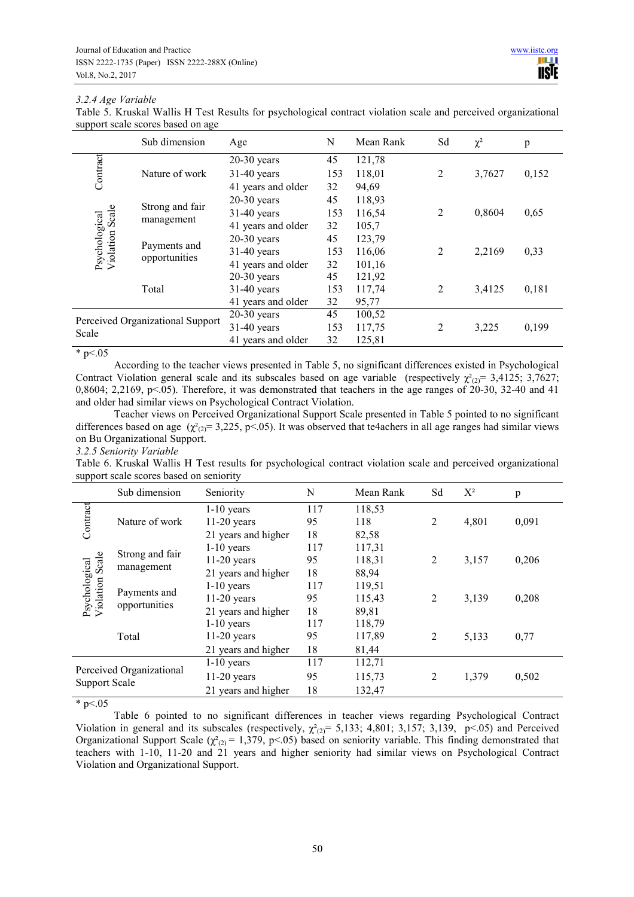*3.2.4 Age Variable*

Table 5. Kruskal Wallis H Test Results for psychological contract violation scale and perceived organizational support scale scores based on age

| | Sub dimension | Age | N | Mean Rank | Sd | $\chi^2$ | p |
|---|---|---|---|---|---|---|---|
| Psychological Contract Violation Scale | Nature of work | 20-30 years | 45 | 121,78 | 2 | 3,7627 | 0,152 |
| | | 31-40 years | 153 | 118,01 | | | |
| | | 41 years and older | 32 | 94,69 | | | |
| | Strong and fair management | 20-30 years | 45 | 118,93 | 2 | 0,8604 | 0,65 |
| | | 31-40 years | 153 | 116,54 | | | |
| | | 41 years and older | 32 | 105,7 | | | |
| | Payments and opportunities | 20-30 years | 45 | 123,79 | 2 | 2,2169 | 0,33 |
| | | 31-40 years | 153 | 116,06 | | | |
| | | 41 years and older | 32 | 101,16 | | | |
| | Total | 20-30 years | 45 | 121,92 | 2 | 3,4125 | 0,181 |
| | | 31-40 years | 153 | 117,74 | | | |
| | | 41 years and older | 32 | 95,77 | | | |
| Perceived Organizational Support Scale | | 20-30 years | 45 | 100,52 | 2 | 3,225 | 0,199 |
| | | 31-40 years | 153 | 117,75 | | | |
| | | 41 years and older | 32 | 125,81 | | | |

\* p<.05

According to the teacher views presented in Table 5, no significant differences existed in Psychological Contract Violation general scale and its subscales based on age variable (respectively $\chi^2_{(2)}$= 3,4125; 3,7627; 0,8604; 2,2169, p<.05). Therefore, it was demonstrated that teachers in the age ranges of 20-30, 32-40 and 41 and older had similar views on Psychological Contract Violation.

Teacher views on Perceived Organizational Support Scale presented in Table 5 pointed to no significant differences based on age ($\chi^2_{(2)}$= 3,225, p<.05). It was observed that te4achers in all age ranges had similar views on Bu Organizational Support.

*3.2.5 Seniority Variable*

Table 6. Kruskal Wallis H Test results for psychological contract violation scale and perceived organizational support scale scores based on seniority

| | Sub dimension | Seniority | N | Mean Rank | Sd | $X^2$ | p |
|---|---|---|---|---|---|---|---|
| Psychological Contract Violation Scale | Nature of work | 1-10 years | 117 | 118,53 | 2 | 4,801 | 0,091 |
| | | 11-20 years | 95 | 118 | | | |
| | | 21 years and higher | 18 | 82,58 | | | |
| | Strong and fair management | 1-10 years | 117 | 117,31 | 2 | 3,157 | 0,206 |
| | | 11-20 years | 95 | 118,31 | | | |
| | | 21 years and higher | 18 | 88,94 | | | |
| | Payments and opportunities | 1-10 years | 117 | 119,51 | 2 | 3,139 | 0,208 |
| | | 11-20 years | 95 | 115,43 | | | |
| | | 21 years and higher | 18 | 89,81 | | | |
| | Total | 1-10 years | 117 | 118,79 | 2 | 5,133 | 0,77 |
| | | 11-20 years | 95 | 117,89 | | | |
| | | 21 years and higher | 18 | 81,44 | | | |
| Perceived Organizational Support Scale | | 1-10 years | 117 | 112,71 | 2 | 1,379 | 0,502 |
| | | 11-20 years | 95 | 115,73 | | | |
| | | 21 years and higher | 18 | 132,47 | | | |

\* p<.05

Table 6 pointed to no significant differences in teacher views regarding Psychological Contract Violation in general and its subscales (respectively, $\chi^2_{(2)}$= 5,133; 4,801; 3,157; 3,139, p<.05) and Perceived Organizational Support Scale ($\chi^2_{(2)}$ = 1,379, p<.05) based on seniority variable. This finding demonstrated that teachers with 1-10, 11-20 and 21 years and higher seniority had similar views on Psychological Contract Violation and Organizational Support.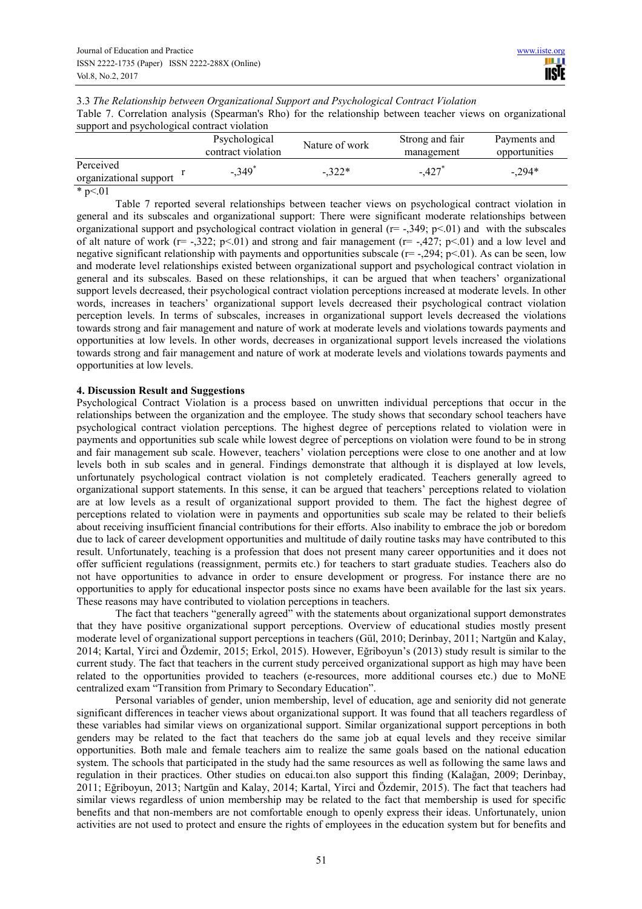### 3.3 *The Relationship between Organizational Support and Psychological Contract Violation*

Table 7. Correlation analysis (Spearman's Rho) for the relationship between teacher views on organizational support and psychological contract violation

| | | Psychological contract violation | Nature of work | Strong and fair management | Payments and opportunities |
|---|---|---|---|---|---|
| Perceived organizational support | r | -,349* | -,322* | -,427* | -,294* |

* p<.01

Table 7 reported several relationships between teacher views on psychological contract violation in general and its subscales and organizational support: There were significant moderate relationships between organizational support and psychological contract violation in general (r= -,349; p<.01) and with the subscales of alt nature of work (r= -,322; p<.01) and strong and fair management (r= -,427; p<.01) and a low level and negative significant relationship with payments and opportunities subscale (r= -,294; p<.01). As can be seen, low and moderate level relationships existed between organizational support and psychological contract violation in general and its subscales. Based on these relationships, it can be argued that when teachers' organizational support levels decreased, their psychological contract violation perceptions increased at moderate levels. In other words, increases in teachers' organizational support levels decreased their psychological contract violation perception levels. In terms of subscales, increases in organizational support levels decreased the violations towards strong and fair management and nature of work at moderate levels and violations towards payments and opportunities at low levels. In other words, decreases in organizational support levels increased the violations towards strong and fair management and nature of work at moderate levels and violations towards payments and opportunities at low levels.

## 4. Discussion Result and Suggestions

Psychological Contract Violation is a process based on unwritten individual perceptions that occur in the relationships between the organization and the employee. The study shows that secondary school teachers have psychological contract violation perceptions. The highest degree of perceptions related to violation were in payments and opportunities sub scale while lowest degree of perceptions on violation were found to be in strong and fair management sub scale. However, teachers' violation perceptions were close to one another and at low levels both in sub scales and in general. Findings demonstrate that although it is displayed at low levels, unfortunately psychological contract violation is not completely eradicated. Teachers generally agreed to organizational support statements. In this sense, it can be argued that teachers' perceptions related to violation are at low levels as a result of organizational support provided to them. The fact the highest degree of perceptions related to violation were in payments and opportunities sub scale may be related to their beliefs about receiving insufficient financial contributions for their efforts. Also inability to embrace the job or boredom due to lack of career development opportunities and multitude of daily routine tasks may have contributed to this result. Unfortunately, teaching is a profession that does not present many career opportunities and it does not offer sufficient regulations (reassignment, permits etc.) for teachers to start graduate studies. Teachers also do not have opportunities to advance in order to ensure development or progress. For instance there are no opportunities to apply for educational inspector posts since no exams have been available for the last six years. These reasons may have contributed to violation perceptions in teachers.

The fact that teachers "generally agreed" with the statements about organizational support demonstrates that they have positive organizational support perceptions. Overview of educational studies mostly present moderate level of organizational support perceptions in teachers (Gül, 2010; Derinbay, 2011; Nartgün and Kalay, 2014; Kartal, Yirci and Özdemir, 2015; Erkol, 2015). However, Eğriboyun's (2013) study result is similar to the current study. The fact that teachers in the current study perceived organizational support as high may have been related to the opportunities provided to teachers (e-resources, more additional courses etc.) due to MoNE centralized exam "Transition from Primary to Secondary Education".

Personal variables of gender, union membership, level of education, age and seniority did not generate significant differences in teacher views about organizational support. It was found that all teachers regardless of these variables had similar views on organizational support. Similar organizational support perceptions in both genders may be related to the fact that teachers do the same job at equal levels and they receive similar opportunities. Both male and female teachers aim to realize the same goals based on the national education system. The schools that participated in the study had the same resources as well as following the same laws and regulation in their practices. Other studies on educai.ton also support this finding (Kalağan, 2009; Derinbay, 2011; Eğriboyun, 2013; Nartgün and Kalay, 2014; Kartal, Yirci and Özdemir, 2015). The fact that teachers had similar views regardless of union membership may be related to the fact that membership is used for specific benefits and that non-members are not comfortable enough to openly express their ideas. Unfortunately, union activities are not used to protect and ensure the rights of employees in the education system but for benefits and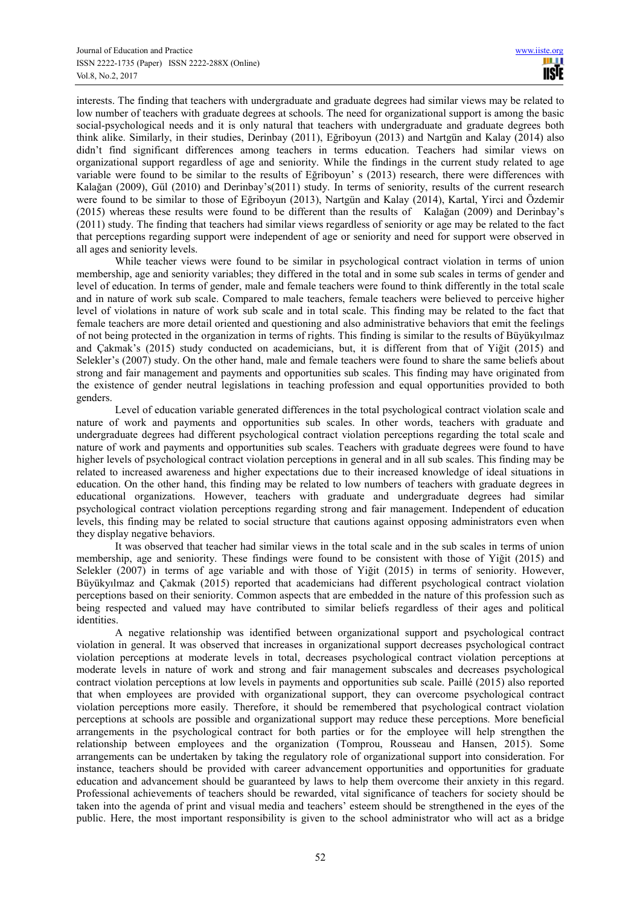interests. The finding that teachers with undergraduate and graduate degrees had similar views may be related to low number of teachers with graduate degrees at schools. The need for organizational support is among the basic social-psychological needs and it is only natural that teachers with undergraduate and graduate degrees both think alike. Similarly, in their studies, Derinbay (2011), Eğriboyun (2013) and Nartgün and Kalay (2014) also didn't find significant differences among teachers in terms education. Teachers had similar views on organizational support regardless of age and seniority. While the findings in the current study related to age variable were found to be similar to the results of Eğriboyun' s (2013) research, there were differences with Kalağan (2009), Gül (2010) and Derinbay's(2011) study. In terms of seniority, results of the current research were found to be similar to those of Eğriboyun (2013), Nartgün and Kalay (2014), Kartal, Yirci and Özdemir (2015) whereas these results were found to be different than the results of Kalağan (2009) and Derinbay's (2011) study. The finding that teachers had similar views regardless of seniority or age may be related to the fact that perceptions regarding support were independent of age or seniority and need for support were observed in all ages and seniority levels.

While teacher views were found to be similar in psychological contract violation in terms of union membership, age and seniority variables; they differed in the total and in some sub scales in terms of gender and level of education. In terms of gender, male and female teachers were found to think differently in the total scale and in nature of work sub scale. Compared to male teachers, female teachers were believed to perceive higher level of violations in nature of work sub scale and in total scale. This finding may be related to the fact that female teachers are more detail oriented and questioning and also administrative behaviors that emit the feelings of not being protected in the organization in terms of rights. This finding is similar to the results of Büyükyılmaz and Çakmak's (2015) study conducted on academicians, but, it is different from that of Yiğit (2015) and Selekler's (2007) study. On the other hand, male and female teachers were found to share the same beliefs about strong and fair management and payments and opportunities sub scales. This finding may have originated from the existence of gender neutral legislations in teaching profession and equal opportunities provided to both genders.

Level of education variable generated differences in the total psychological contract violation scale and nature of work and payments and opportunities sub scales. In other words, teachers with graduate and undergraduate degrees had different psychological contract violation perceptions regarding the total scale and nature of work and payments and opportunities sub scales. Teachers with graduate degrees were found to have higher levels of psychological contract violation perceptions in general and in all sub scales. This finding may be related to increased awareness and higher expectations due to their increased knowledge of ideal situations in education. On the other hand, this finding may be related to low numbers of teachers with graduate degrees in educational organizations. However, teachers with graduate and undergraduate degrees had similar psychological contract violation perceptions regarding strong and fair management. Independent of education levels, this finding may be related to social structure that cautions against opposing administrators even when they display negative behaviors.

It was observed that teacher had similar views in the total scale and in the sub scales in terms of union membership, age and seniority. These findings were found to be consistent with those of Yiğit (2015) and Selekler (2007) in terms of age variable and with those of Yiğit (2015) in terms of seniority. However, Büyükyılmaz and Çakmak (2015) reported that academicians had different psychological contract violation perceptions based on their seniority. Common aspects that are embedded in the nature of this profession such as being respected and valued may have contributed to similar beliefs regardless of their ages and political identities.

A negative relationship was identified between organizational support and psychological contract violation in general. It was observed that increases in organizational support decreases psychological contract violation perceptions at moderate levels in total, decreases psychological contract violation perceptions at moderate levels in nature of work and strong and fair management subscales and decreases psychological contract violation perceptions at low levels in payments and opportunities sub scale. Paillé (2015) also reported that when employees are provided with organizational support, they can overcome psychological contract violation perceptions more easily. Therefore, it should be remembered that psychological contract violation perceptions at schools are possible and organizational support may reduce these perceptions. More beneficial arrangements in the psychological contract for both parties or for the employee will help strengthen the relationship between employees and the organization (Tomprou, Rousseau and Hansen, 2015). Some arrangements can be undertaken by taking the regulatory role of organizational support into consideration. For instance, teachers should be provided with career advancement opportunities and opportunities for graduate education and advancement should be guaranteed by laws to help them overcome their anxiety in this regard. Professional achievements of teachers should be rewarded, vital significance of teachers for society should be taken into the agenda of print and visual media and teachers' esteem should be strengthened in the eyes of the public. Here, the most important responsibility is given to the school administrator who will act as a bridge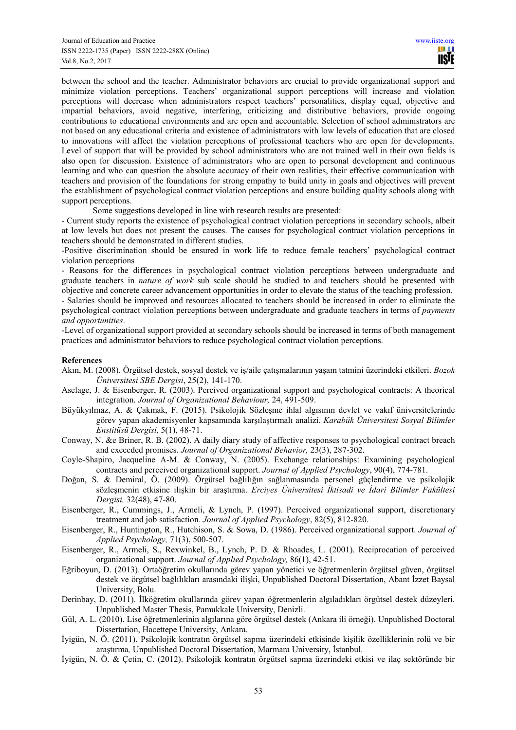between the school and the teacher. Administrator behaviors are crucial to provide organizational support and minimize violation perceptions. Teachers' organizational support perceptions will increase and violation perceptions will decrease when administrators respect teachers' personalities, display equal, objective and impartial behaviors, avoid negative, interfering, criticizing and distributive behaviors, provide ongoing contributions to educational environments and are open and accountable. Selection of school administrators are not based on any educational criteria and existence of administrators with low levels of education that are closed to innovations will affect the violation perceptions of professional teachers who are open for developments. Level of support that will be provided by school administrators who are not trained well in their own fields is also open for discussion. Existence of administrators who are open to personal development and continuous learning and who can question the absolute accuracy of their own realities, their effective communication with teachers and provision of the foundations for strong empathy to build unity in goals and objectives will prevent the establishment of psychological contract violation perceptions and ensure building quality schools along with support perceptions.

Some suggestions developed in line with research results are presented:

- Current study reports the existence of psychological contract violation perceptions in secondary schools, albeit at low levels but does not present the causes. The causes for psychological contract violation perceptions in teachers should be demonstrated in different studies.
- Positive discrimination should be ensured in work life to reduce female teachers' psychological contract violation perceptions
- Reasons for the differences in psychological contract violation perceptions between undergraduate and graduate teachers in *nature of work* sub scale should be studied to and teachers should be presented with objective and concrete career advancement opportunities in order to elevate the status of the teaching profession.
- Salaries should be improved and resources allocated to teachers should be increased in order to eliminate the psychological contract violation perceptions between undergraduate and graduate teachers in terms of *payments and opportunities*.
- Level of organizational support provided at secondary schools should be increased in terms of both management practices and administrator behaviors to reduce psychological contract violation perceptions.

**References**

Akın, M. (2008). Örgütsel destek, sosyal destek ve iş/aile çatışmalarının yaşam tatmini üzerindeki etkileri. *Bozok Üniversitesi SBE Dergisi*, 25(2), 141-170.

Aselage, J. & Eisenberger, R. (2003). Percived organizational support and psychological contracts: A theorical integration. *Journal of Organizational Behaviour,* 24, 491-509.

Büyükyılmaz, A. & Çakmak, F. (2015). Psikolojik Sözleşme ihlal algısının devlet ve vakıf üniversitelerinde görev yapan akademisyenler kapsamında karşılaştırmalı analizi. *Karabük Üniversitesi Sosyal Bilimler Enstitüsü Dergisi*, 5(1), 48-71.

Conway, N. &e Briner, R. B. (2002). A daily diary study of affective responses to psychological contract breach and exceeded promises. *Journal of Organizational Behavior,* 23(3), 287-302.

Coyle-Shapiro, Jacqueline A-M. & Conway, N. (2005). Exchange relationships: Examining psychological contracts and perceived organizational support. *Journal of Applied Psychology*, 90(4), 774-781.

Doğan, S. & Demiral, Ö. (2009). Örgütsel bağlılığın sağlanmasında personel güçlendirme ve psikolojik sözleşmenin etkisine ilişkin bir araştırma. *Erciyes Üniversitesi İktisadi ve İdari Bilimler Fakültesi Dergisi,* 32(48), 47-80.

Eisenberger, R., Cummings, J., Armeli, & Lynch, P. (1997). Perceived organizational support, discretionary treatment and job satisfaction*. Journal of Applied Psychology*, 82(5), 812-820.

Eisenberger, R., Huntington, R., Hutchison, S. & Sowa, D. (1986). Perceived organizational support. *Journal of Applied Psychology,* 71(3), 500-507.

Eisenberger, R., Armeli, S., Rexwinkel, B., Lynch, P. D. & Rhoades, L. (2001). Reciprocation of perceived organizational support. *Journal of Applied Psychology,* 86(1), 42-51.

Eğriboyun, D. (2013). Ortaöğretim okullarında görev yapan yönetici ve öğretmenlerin örgütsel güven, örgütsel destek ve örgütsel bağlılıkları arasındaki ilişki, Unpublished Doctoral Dissertation, Abant İzzet Baysal University, Bolu.

Derinbay, D. (2011). İlköğretim okullarında görev yapan öğretmenlerin algıladıkları örgütsel destek düzeyleri. Unpublished Master Thesis, Pamukkale University, Denizli.

Gül, A. L. (2010). Lise öğretmenlerinin algılarına göre örgütsel destek (Ankara ili örneği). Unpublished Doctoral Dissertation, Hacettepe University, Ankara.

İyigün, N. Ö. (2011). Psikolojik kontratın örgütsel sapma üzerindeki etkisinde kişilik özelliklerinin rolü ve bir araştırma*,* Unpublished Doctoral Dissertation, Marmara University, İstanbul.

İyigün, N. Ö. & Çetin, C. (2012). Psikolojik kontratın örgütsel sapma üzerindeki etkisi ve ilaç sektöründe bir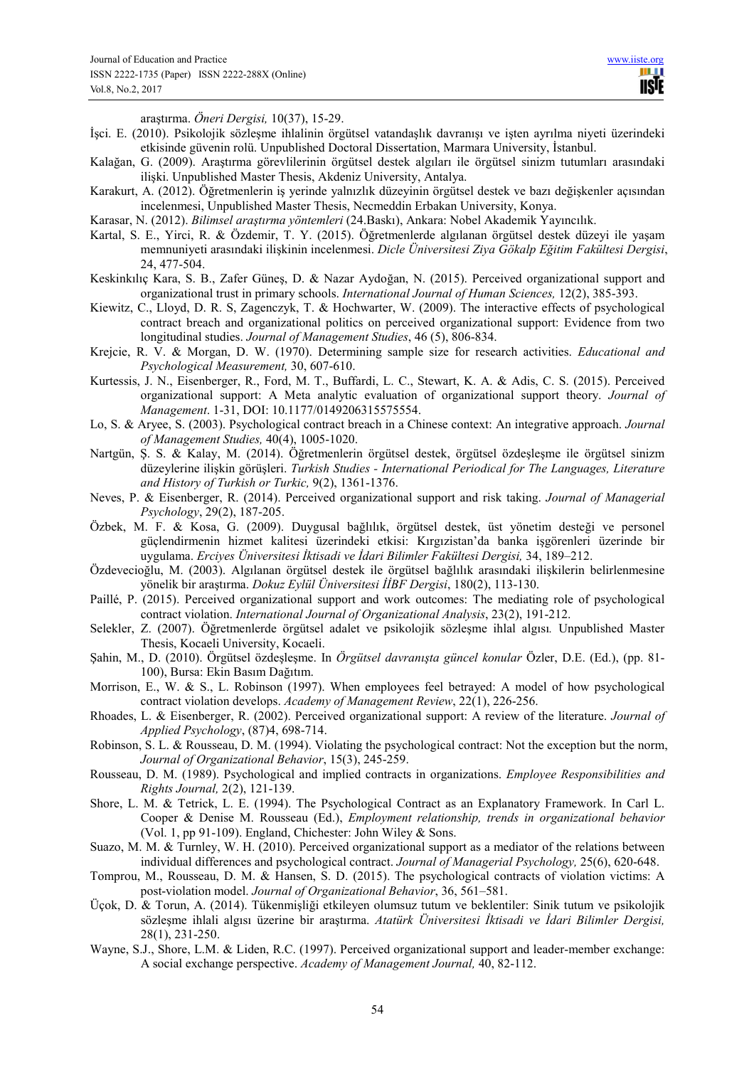araştırma. *Öneri Dergisi,* 10(37), 15-29.

İşci. E. (2010). Psikolojik sözleşme ihlalinin örgütsel vatandaşlık davranışı ve işten ayrılma niyeti üzerindeki etkisinde güvenin rolü. Unpublished Doctoral Dissertation, Marmara University, İstanbul.

Kalağan, G. (2009). Araştırma görevlilerinin örgütsel destek algıları ile örgütsel sinizm tutumları arasındaki ilişki. Unpublished Master Thesis, Akdeniz University, Antalya.

Karakurt, A. (2012). Öğretmenlerin iş yerinde yalnızlık düzeyinin örgütsel destek ve bazı değişkenler açısından incelenmesi, Unpublished Master Thesis, Necmeddin Erbakan University, Konya.

Karasar, N. (2012). *Bilimsel araştırma yöntemleri* (24.Baskı), Ankara: Nobel Akademik Yayıncılık.

Kartal, S. E., Yirci, R. & Özdemir, T. Y. (2015). Öğretmenlerde algılanan örgütsel destek düzeyi ile yaşam memnuniyeti arasındaki ilişkinin incelenmesi. *Dicle Üniversitesi Ziya Gökalp Eğitim Fakültesi Dergisi*, 24, 477-504.

Keskinkılıç Kara, S. B., Zafer Güneş, D. & Nazar Aydoğan, N. (2015). Perceived organizational support and organizational trust in primary schools. *International Journal of Human Sciences,* 12(2), 385-393.

Kiewitz, C., Lloyd, D. R. S, Zagenczyk, T. & Hochwarter, W. (2009). The interactive effects of psychological contract breach and organizational politics on perceived organizational support: Evidence from two longitudinal studies. *Journal of Management Studies*, 46 (5), 806-834.

Krejcie, R. V. & Morgan, D. W. (1970). Determining sample size for research activities. *Educational and Psychological Measurement,* 30, 607-610.

Kurtessis, J. N., Eisenberger, R., Ford, M. T., Buffardi, L. C., Stewart, K. A. & Adis, C. S. (2015). Perceived organizational support: A Meta analytic evaluation of organizational support theory. *Journal of Management*. 1-31, DOI: 10.1177/0149206315575554.

Lo, S. & Aryee, S. (2003). Psychological contract breach in a Chinese context: An integrative approach. *Journal of Management Studies,* 40(4), 1005-1020.

Nartgün, Ş. S. & Kalay, M. (2014). Öğretmenlerin örgütsel destek, örgütsel özdeşleşme ile örgütsel sinizm düzeylerine ilişkin görüşleri. *Turkish Studies - International Periodical for The Languages, Literature and History of Turkish or Turkic,* 9(2), 1361-1376.

Neves, P. & Eisenberger, R. (2014). Perceived organizational support and risk taking. *Journal of Managerial Psychology*, 29(2), 187-205.

Özbek, M. F. & Kosa, G. (2009). Duygusal bağlılık, örgütsel destek, üst yönetim desteği ve personel güçlendirmenin hizmet kalitesi üzerindeki etkisi: Kırgızistan'da banka işgörenleri üzerinde bir uygulama. *Erciyes Üniversitesi İktisadi ve İdari Bilimler Fakültesi Dergisi,* 34, 189–212.

Özdevecioğlu, M. (2003). Algılanan örgütsel destek ile örgütsel bağlılık arasındaki ilişkilerin belirlenmesine yönelik bir araştırma. *Dokuz Eylül Üniversitesi İİBF Dergisi*, 180(2), 113-130.

Paillé, P. (2015). Perceived organizational support and work outcomes: The mediating role of psychological contract violation. *International Journal of Organizational Analysis*, 23(2), 191-212.

Selekler, Z. (2007). Öğretmenlerde örgütsel adalet ve psikolojik sözleşme ihlal algısı*.* Unpublished Master Thesis, Kocaeli University, Kocaeli.

Şahin, M., D. (2010). Örgütsel özdeşleşme. In *Örgütsel davranışta güncel konular* Özler, D.E. (Ed.), (pp. 81-100), Bursa: Ekin Basım Dağıtım.

Morrison, E., W. & S., L. Robinson (1997). When employees feel betrayed: A model of how psychological contract violation develops. *Academy of Management Review*, 22(1), 226-256.

Rhoades, L. & Eisenberger, R. (2002). Perceived organizational support: A review of the literature. *Journal of Applied Psychology*, (87)4, 698-714.

Robinson, S. L. & Rousseau, D. M. (1994). Violating the psychological contract: Not the exception but the norm, *Journal of Organizational Behavior*, 15(3), 245-259.

Rousseau, D. M. (1989). Psychological and implied contracts in organizations. *Employee Responsibilities and Rights Journal,* 2(2), 121-139.

Shore, L. M. & Tetrick, L. E. (1994). The Psychological Contract as an Explanatory Framework. In Carl L. Cooper & Denise M. Rousseau (Ed.), *Employment relationship, trends in organizational behavior* (Vol. 1, pp 91-109). England, Chichester: John Wiley & Sons.

Suazo, M. M. & Turnley, W. H. (2010). Perceived organizational support as a mediator of the relations between individual differences and psychological contract. *Journal of Managerial Psychology,* 25(6), 620-648.

Tomprou, M., Rousseau, D. M. & Hansen, S. D. (2015). The psychological contracts of violation victims: A post-violation model. *Journal of Organizational Behavior*, 36, 561–581.

Üçok, D. & Torun, A. (2014). Tükenmişliği etkileyen olumsuz tutum ve beklentiler: Sinik tutum ve psikolojik sözleşme ihlali algısı üzerine bir araştırma. *Atatürk Üniversitesi İktisadi ve İdari Bilimler Dergisi,* 28(1), 231-250.

Wayne, S.J., Shore, L.M. & Liden, R.C. (1997). Perceived organizational support and leader-member exchange: A social exchange perspective. *Academy of Management Journal,* 40, 82-112.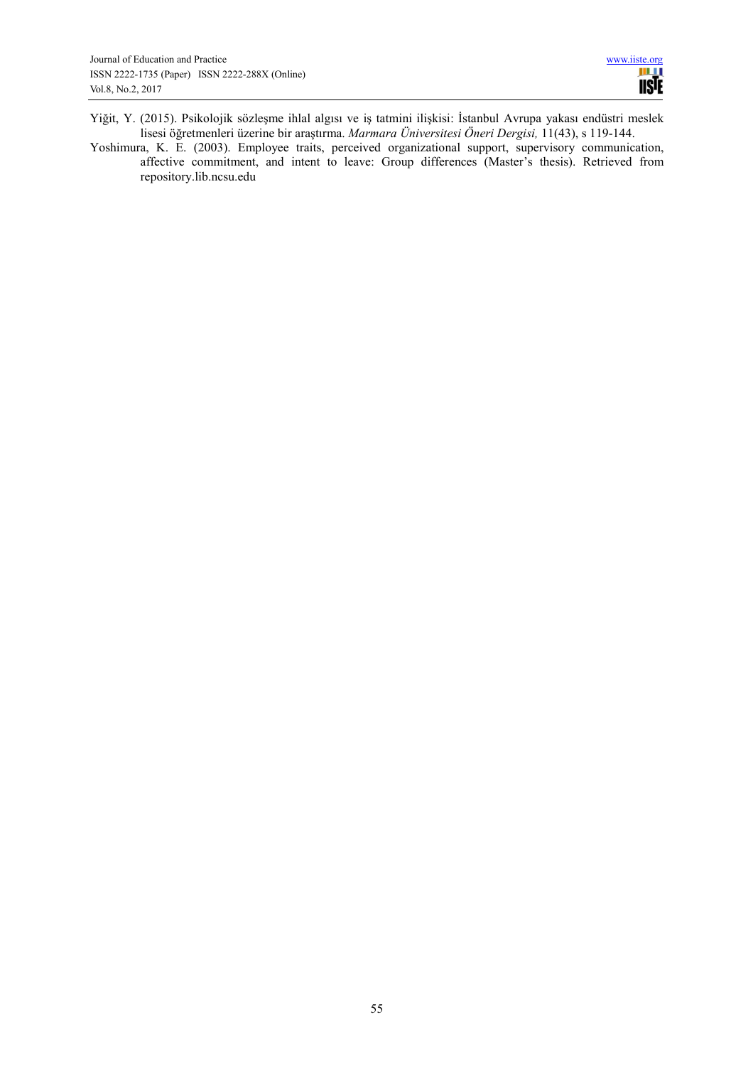Yiğit, Y. (2015). Psikolojik sözleşme ihlal algısı ve iş tatmini ilişkisi: İstanbul Avrupa yakası endüstri meslek lisesi öğretmenleri üzerine bir araştırma. *Marmara Üniversitesi Öneri Dergisi,* 11(43), s 119-144.

Yoshimura, K. E. (2003). Employee traits, perceived organizational support, supervisory communication, affective commitment, and intent to leave: Group differences (Master's thesis). Retrieved from repository.lib.ncsu.edu